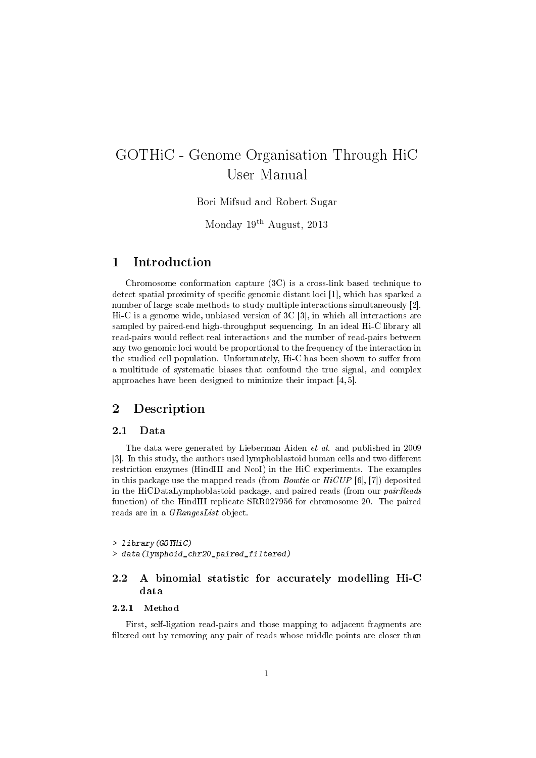# GOTHiC - Genome Organisation Through HiC User Manual

Bori Mifsud and Robert Sugar

Monday 19th August, 2013

## 1 Introduction

Chromosome conformation capture (3C) is a cross-link based technique to detect spatial proximity of specific genomic distant loci [1], which has sparked a number of large-scale methods to study multiple interactions simultaneously [2]. Hi-C is a genome wide, unbiased version of 3C [3], in which all interactions are sampled by paired-end high-throughput sequencing. In an ideal Hi-C library all read-pairs would reflect real interactions and the number of read-pairs between any two genomic loci would be proportional to the frequency of the interaction in the studied cell population. Unfortunately, Hi-C has been shown to suffer from a multitude of systematic biases that confound the true signal, and complex approaches have been designed to minimize their impact [4, 5].

## 2 Description

### 2.1 Data

The data were generated by Lieberman-Aiden *et al.* and published in 2009 [3]. In this study, the authors used lymphoblastoid human cells and two different restriction enzymes (HindIII and NcoI) in the HiC experiments. The examples in this package use the mapped reads (from *Bowtie* or *HiCUP* [6], [7]) deposited in the HiCDataLymphoblastoid package, and paired reads (from our *pairReads* function) of the HindIII replicate SRR027956 for chromosome 20. The paired reads are in a *GRangesList* object.

```
> library(GOTHiC)
> data(lymphoid_chr20_paired_filtered)
```

### 2.2 A binomial statistic for accurately modelling Hi-C data

#### 2.2.1 Method

First, self-ligation read-pairs and those mapping to adjacent fragments are filtered out by removing any pair of reads whose middle points are closer than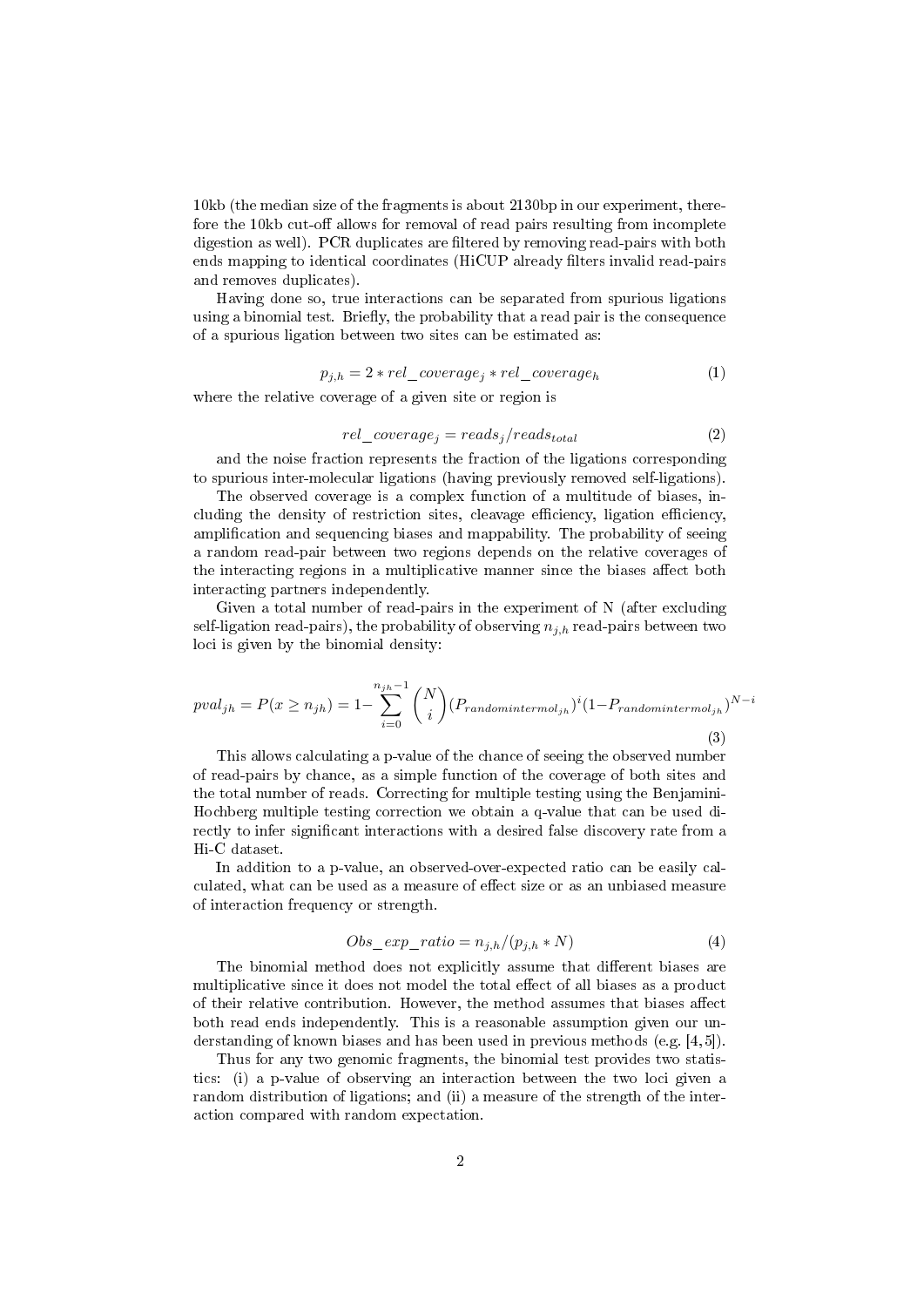10kb (the median size of the fragments is about 2130bp in our experiment, therefore the 10kb cut-off allows for removal of read pairs resulting from incomplete digestion as well). PCR duplicates are filtered by removing read-pairs with both ends mapping to identical coordinates (HiCUP already filters invalid read-pairs and removes duplicates).

Having done so, true interactions can be separated from spurious ligations using a binomial test. Briefly, the probability that a read pair is the consequence of a spurious ligation between two sites can be estimated as:

$$p_{j,h} = 2 * rel\_coverage_j * rel\_coverage_h \tag{1}$$

where the relative coverage of a given site or region is

$$rel\_coverage_j = reads_j / reads_{total} \tag{2}$$

and the noise fraction represents the fraction of the ligations corresponding to spurious inter-molecular ligations (having previously removed self-ligations).

The observed coverage is a complex function of a multitude of biases, including the density of restriction sites, cleavage efficiency, ligation efficiency, amplification and sequencing biases and mappability. The probability of seeing a random read-pair between two regions depends on the relative coverages of the interacting regions in a multiplicative manner since the biases affect both interacting partners independently.

Given a total number of read-pairs in the experiment of N (after excluding self-ligation read-pairs), the probability of observing $n_{j,h}$ read-pairs between two loci is given by the binomial density:

$$pval_{jh} = P(x \geq n_{jh}) = 1 - \sum_{i=0}^{n_{jh}-1} \binom{N}{i} (P_{randomintermol_{jh}})^i (1 - P_{randomintermol_{jh}})^{N-i} \tag{3}$$

This allows calculating a p-value of the chance of seeing the observed number of read-pairs by chance, as a simple function of the coverage of both sites and the total number of reads. Correcting for multiple testing using the Benjamini-Hochberg multiple testing correction we obtain a q-value that can be used directly to infer significant interactions with a desired false discovery rate from a Hi-C dataset.

In addition to a p-value, an observed-over-expected ratio can be easily calculated, what can be used as a measure of effect size or as an unbiased measure of interaction frequency or strength.

$$Obs\_exp\_ratio = n_{j,h} / (p_{j,h} * N) \tag{4}$$

The binomial method does not explicitly assume that different biases are multiplicative since it does not model the total effect of all biases as a product of their relative contribution. However, the method assumes that biases affect both read ends independently. This is a reasonable assumption given our understanding of known biases and has been used in previous methods (e.g. [4, 5]).

Thus for any two genomic fragments, the binomial test provides two statistics: (i) a p-value of observing an interaction between the two loci given a random distribution of ligations; and (ii) a measure of the strength of the interaction compared with random expectation.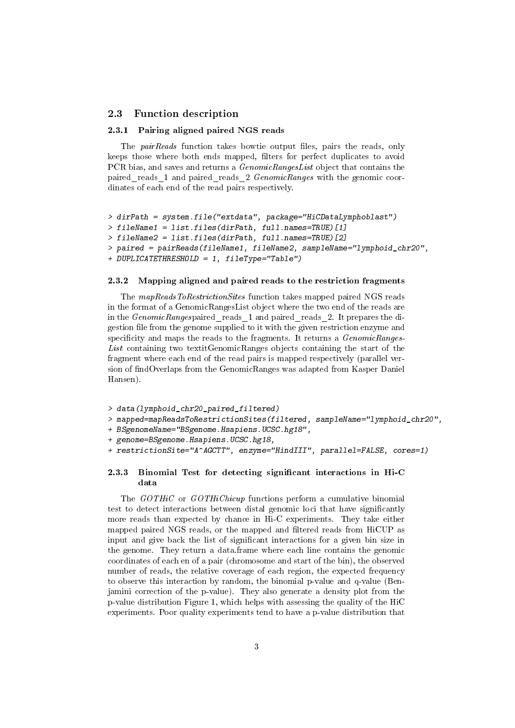## 2.3 Function description

### 2.3.1 Pairing aligned paired NGS reads

The *pairReads* function takes bowtie output files, pairs the reads, only keeps those where both ends mapped, filters for perfect duplicates to avoid PCR bias, and saves and returns a *GenomicRangesList* object that contains the paired_reads_1 and paired_reads_2 *GenomicRanges* with the genomic coordinates of each end of the read pairs respectively.

```
> dirPath = system.file("extdata", package="HiCDataLymphoblast")
> fileName1 = list.files(dirPath, full.names=TRUE)[1]
> fileName2 = list.files(dirPath, full.names=TRUE)[2]
> paired = pairReads(fileName1, fileName2, sampleName="lymphoid_chr20",
+ DUPLICATETHRESHOLD = 1, fileType="Table")
```

### 2.3.2 Mapping aligned and paired reads to the restriction fragments

The *mapReadsToRestrictionSites* function takes mapped paired NGS reads in the format of a GenomicRangesList object where the two end of the reads are in the *GenomicRanges*paired_reads_1 and paired_reads_2. It prepares the digestion file from the genome supplied to it with the given restriction enzyme and specificity and maps the reads to the fragments. It returns a *GenomicRanges-List* containing two textitGenomicRanges objects containing the start of the fragment where each end of the read pairs is mapped respectively (parallel version of findOverlaps from the GenomicRanges was adapted from Kasper Daniel Hansen).

```
> data(lymphoid_chr20_paired_filtered)
> mapped=mapReadsToRestrictionSites(filtered, sampleName="lymphoid_chr20",
+ BSgenomeName="BSgenome.Hsapiens.UCSC.hg18",
+ genome=BSgenome.Hsapiens.UCSC.hg18,
+ restrictionSite="A^AGCTT", enzyme="HindIII", parallel=FALSE, cores=1)
```

### 2.3.3 Binomial Test for detecting significant interactions in Hi-C data

The *GOTHiC* or *GOTHiChicup* functions perform a cumulative binomial test to detect interactions between distal genomic loci that have significantly more reads than expected by chance in Hi-C experiments. They take either mapped paired NGS reads, or the mapped and filtered reads from HiCUP as input and give back the list of significant interactions for a given bin size in the genome. They return a data.frame where each line contains the genomic coordinates of each en of a pair (chromosome and start of the bin), the observed number of reads, the relative coverage of each region, the expected frequency to observe this interaction by random, the binomial p-value and q-value (Benjamini correction of the p-value). They also generate a density plot from the p-value distribution Figure 1, which helps with assessing the quality of the HiC experiments. Poor quality experiments tend to have a p-value distribution that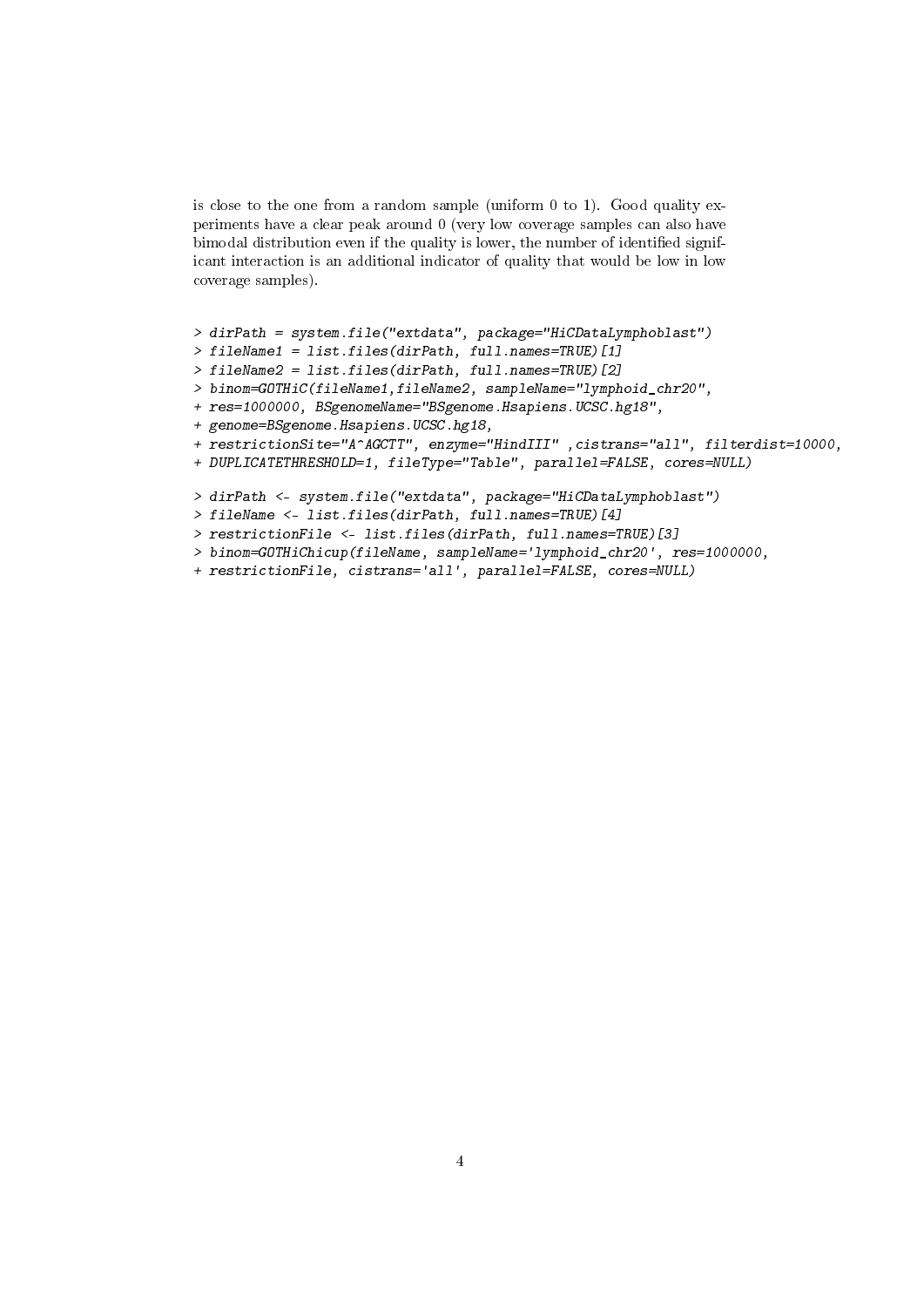is close to the one from a random sample (uniform 0 to 1). Good quality experiments have a clear peak around 0 (very low coverage samples can also have bimodal distribution even if the quality is lower, the number of identified significant interaction is an additional indicator of quality that would be low in low coverage samples).

```
> dirPath = system.file("extdata", package="HiCDataLymphoblast")
> fileName1 = list.files(dirPath, full.names=TRUE)[1]
> fileName2 = list.files(dirPath, full.names=TRUE)[2]
> binom=GOTHiC(fileName1,fileName2, sampleName="lymphoid_chr20",
+ res=1000000, BSgenomeName="BSgenome.Hsapiens.UCSC.hg18",
+ genome=BSgenome.Hsapiens.UCSC.hg18,
+ restrictionSite="A^AGCTT", enzyme="HindIII" ,cistrans="all", filterdist=10000,
+ DUPLICATETHRESHOLD=1, fileType="Table", parallel=FALSE, cores=NULL)
```

```
> dirPath <- system.file("extdata", package="HiCDataLymphoblast")
> fileName <- list.files(dirPath, full.names=TRUE)[4]
> restrictionFile <- list.files(dirPath, full.names=TRUE)[3]
> binom=GOTHiChicup(fileName, sampleName='lymphoid_chr20', res=1000000,
+ restrictionFile, cistrans='all', parallel=FALSE, cores=NULL)
```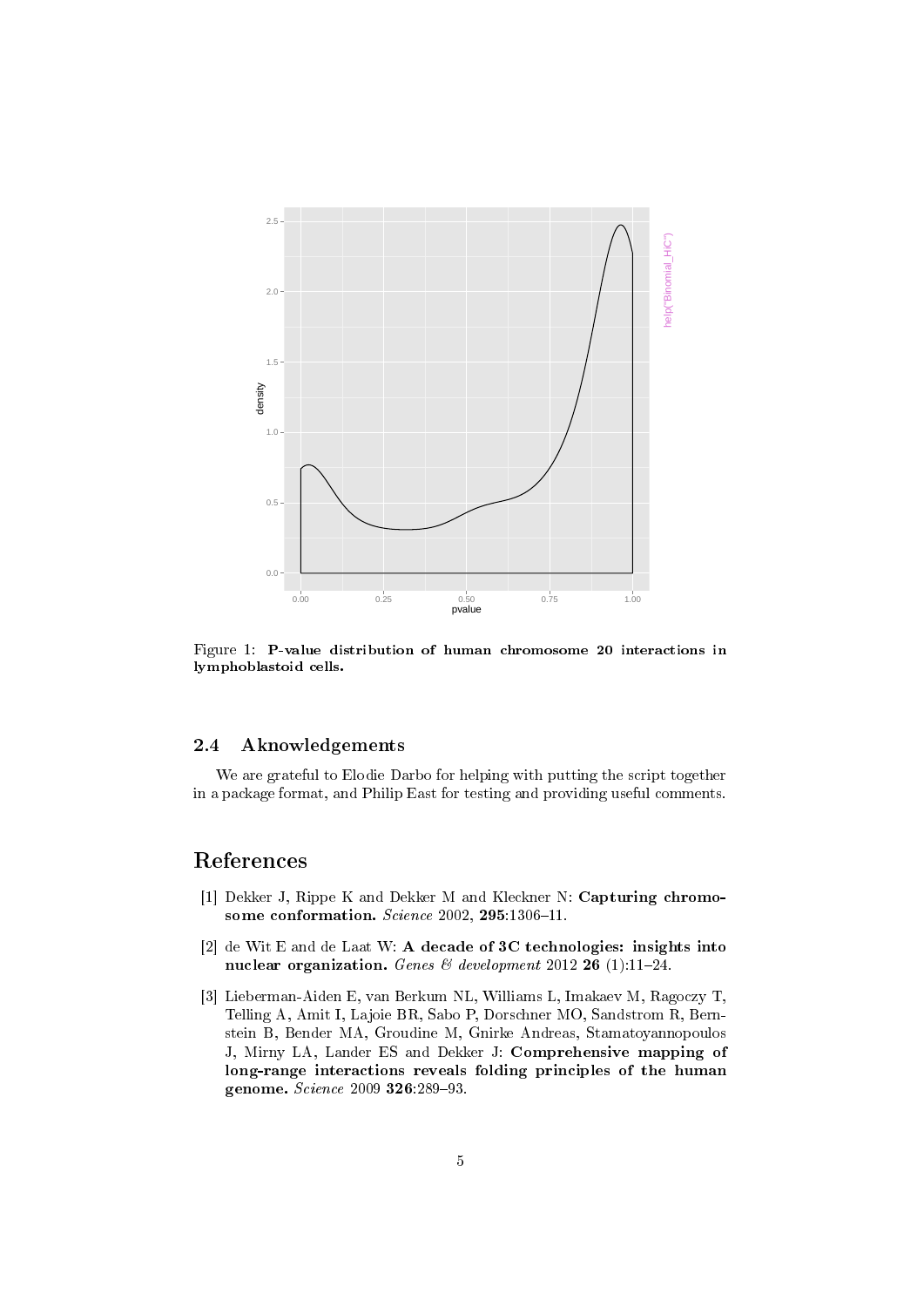2.5
2.0
1.5
1.0
0.5
0.0
density
0.00
0.25
0.50
0.75
1.00
pvalue
help("Binomial_HiC")

Figure 1: **P-value distribution of human chromosome 20 interactions in lymphoblastoid cells.**

## 2.4 Aknowledgements

We are grateful to Elodie Darbo for helping with putting the script together in a package format, and Philip East for testing and providing useful comments.

# References

[1] Dekker J, Rippe K and Dekker M and Kleckner N: **Capturing chromosome conformation.** *Science* 2002, **295**:1306–11.

[2] de Wit E and de Laat W: **A decade of 3C technologies: insights into nuclear organization.** *Genes & development* 2012 **26** (1):11–24.

[3] Lieberman-Aiden E, van Berkum NL, Williams L, Imakaev M, Ragoczy T, Telling A, Amit I, Lajoie BR, Sabo P, Dorschner MO, Sandstrom R, Bernstein B, Bender MA, Groudine M, Gnirke Andreas, Stamatoyannopoulos J, Mirny LA, Lander ES and Dekker J: **Comprehensive mapping of long-range interactions reveals folding principles of the human genome.** *Science* 2009 **326**:289–93.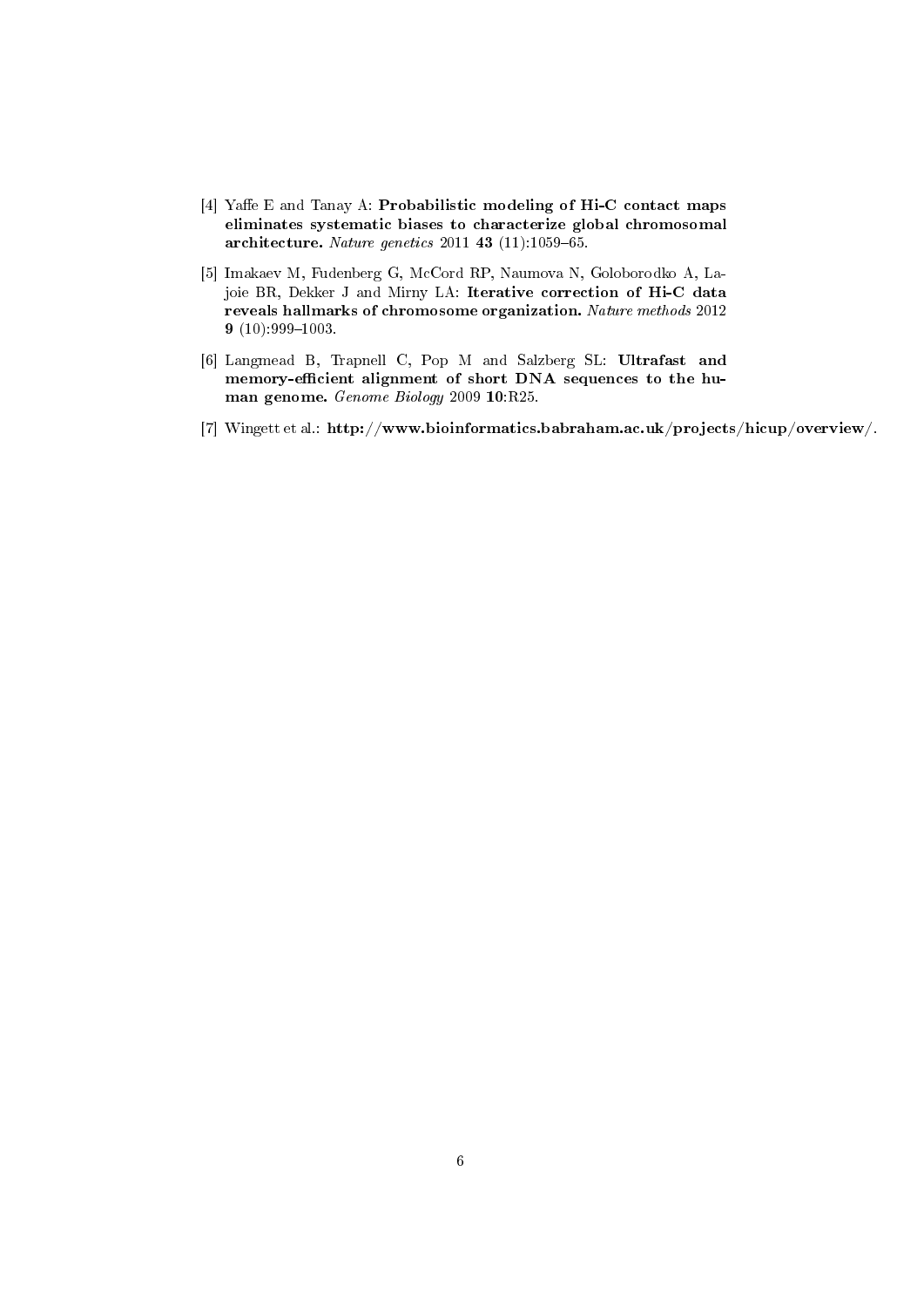[4] Yaffe E and Tanay A: **Probabilistic modeling of Hi-C contact maps eliminates systematic biases to characterize global chromosomal architecture.** *Nature genetics* 2011 **43** (11):1059–65.

[5] Imakaev M, Fudenberg G, McCord RP, Naumova N, Goloborodko A, Lajoie BR, Dekker J and Mirny LA: **Iterative correction of Hi-C data reveals hallmarks of chromosome organization.** *Nature methods* 2012 **9** (10):999–1003.

[6] Langmead B, Trapnell C, Pop M and Salzberg SL: **Ultrafast and memory-efficient alignment of short DNA sequences to the human genome.** *Genome Biology* 2009 **10**:R25.

[7] Wingett et al.: **http://www.bioinformatics.babraham.ac.uk/projects/hicup/overview/**.